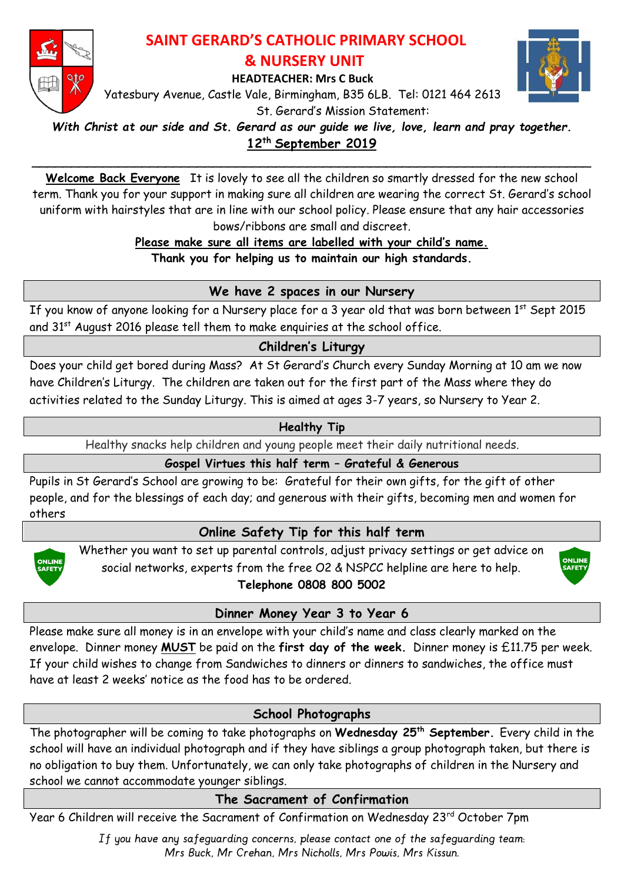# SAINT GERARD'S CATHOLIC PRIMARY SCHOOL & NURSERY UNIT

**HEADTEACHER: Mrs C Buck**

Yatesbury Avenue, Castle Vale, Birmingham, B35 6LB. Tel: 0121 464 2613

St. Gerard's Mission Statement:

***With Christ at our side and St. Gerard as our guide we live, love, learn and pray together.***

**12th September 2019**

---

**Welcome Back Everyone** It is lovely to see all the children so smartly dressed for the new school term. Thank you for your support in making sure all children are wearing the correct St. Gerard's school uniform with hairstyles that are in line with our school policy. Please ensure that any hair accessories bows/ribbons are small and discreet.

**Please make sure all items are labelled with your child's name.**

**Thank you for helping us to maintain our high standards.**

## We have 2 spaces in our Nursery

If you know of anyone looking for a Nursery place for a 3 year old that was born between 1st Sept 2015 and 31st August 2016 please tell them to make enquiries at the school office.

## Children's Liturgy

Does your child get bored during Mass? At St Gerard's Church every Sunday Morning at 10 am we now have Children's Liturgy. The children are taken out for the first part of the Mass where they do activities related to the Sunday Liturgy. This is aimed at ages 3-7 years, so Nursery to Year 2.

## Healthy Tip

Healthy snacks help children and young people meet their daily nutritional needs.

## Gospel Virtues this half term – Grateful & Generous

Pupils in St Gerard's School are growing to be: Grateful for their own gifts, for the gift of other people, and for the blessings of each day; and generous with their gifts, becoming men and women for others

## Online Safety Tip for this half term

Whether you want to set up parental controls, adjust privacy settings or get advice on social networks, experts from the free O2 & NSPCC helpline are here to help.

**Telephone 0808 800 5002**

## Dinner Money Year 3 to Year 6

Please make sure all money is in an envelope with your child's name and class clearly marked on the envelope. Dinner money **MUST** be paid on the **first day of the week.** Dinner money is £11.75 per week. If your child wishes to change from Sandwiches to dinners or dinners to sandwiches, the office must have at least 2 weeks' notice as the food has to be ordered.

## School Photographs

The photographer will be coming to take photographs on **Wednesday 25th September.** Every child in the school will have an individual photograph and if they have siblings a group photograph taken, but there is no obligation to buy them. Unfortunately, we can only take photographs of children in the Nursery and school we cannot accommodate younger siblings.

## The Sacrament of Confirmation

Year 6 Children will receive the Sacrament of Confirmation on Wednesday 23rd October 7pm

*If you have any safeguarding concerns, please contact one of the safeguarding team: Mrs Buck, Mr Crehan, Mrs Nicholls, Mrs Powis, Mrs Kissun.*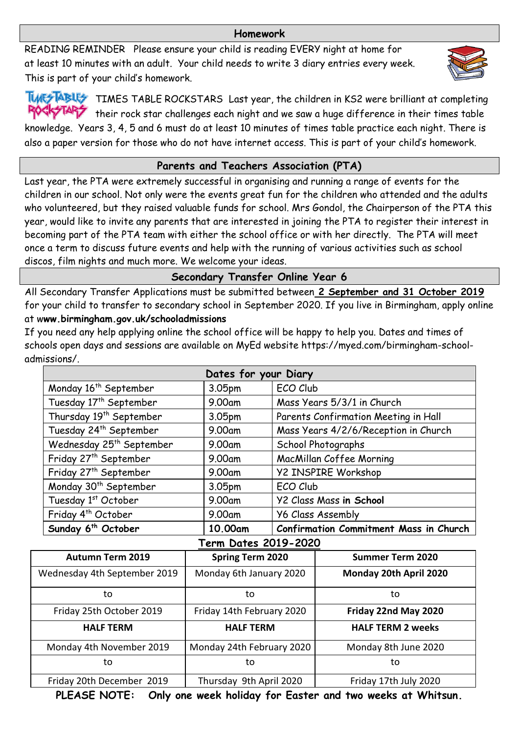## Homework

READING REMINDER Please ensure your child is reading EVERY night at home for at least 10 minutes with an adult. Your child needs to write 3 diary entries every week. This is part of your child's homework.

TIMES TABLE ROCKSTARS Last year, the children in KS2 were brilliant at completing their rock star challenges each night and we saw a huge difference in their times table knowledge. Years 3, 4, 5 and 6 must do at least 10 minutes of times table practice each night. There is also a paper version for those who do not have internet access. This is part of your child's homework.

## Parents and Teachers Association (PTA)

Last year, the PTA were extremely successful in organising and running a range of events for the children in our school. Not only were the events great fun for the children who attended and the adults who volunteered, but they raised valuable funds for school. Mrs Gondol, the Chairperson of the PTA this year, would like to invite any parents that are interested in joining the PTA to register their interest in becoming part of the PTA team with either the school office or with her directly. The PTA will meet once a term to discuss future events and help with the running of various activities such as school discos, film nights and much more. We welcome your ideas.

## Secondary Transfer Online Year 6

All Secondary Transfer Applications must be submitted between **2 September and 31 October 2019** for your child to transfer to secondary school in September 2020. If you live in Birmingham, apply online at **www.birmingham.gov.uk/schooladmissions**

If you need any help applying online the school office will be happy to help you. Dates and times of schools open days and sessions are available on MyEd website https://myed.com/birmingham-school-admissions/.

| Dates for your Diary | | |
|---|---|---|
| Monday 16th September | 3.05pm | ECO Club |
| Tuesday 17th September | 9.00am | Mass Years 5/3/1 in Church |
| Thursday 19th September | 3.05pm | Parents Confirmation Meeting in Hall |
| Tuesday 24th September | 9.00am | Mass Years 4/2/6/Reception in Church |
| Wednesday 25th September | 9.00am | School Photographs |
| Friday 27th September | 9.00am | MacMillan Coffee Morning |
| Friday 27th September | 9.00am | Y2 INSPIRE Workshop |
| Monday 30th September | 3.05pm | ECO Club |
| Tuesday 1st October | 9.00am | Y2 Class Mass **in School** |
| Friday 4th October | 9.00am | Y6 Class Assembly |
| **Sunday 6th October** | **10.00am** | ***Confirmation Commitment Mass in Church*** |

## Term Dates 2019-2020

| Autumn Term 2019 | Spring Term 2020 | Summer Term 2020 |
|---|---|---|
| Wednesday 4th September 2019 | Monday 6th January 2020 | **Monday 20th April 2020** |
| to | to | to |
| Friday 25th October 2019 | Friday 14th February 2020 | **Friday 22nd May 2020** |
| **HALF TERM** | **HALF TERM** | **HALF TERM 2 weeks** |
| Monday 4th November 2019 | Monday 24th February 2020 | Monday 8th June 2020 |
| to | to | to |
| Friday 20th December 2019 | Thursday 9th April 2020 | Friday 17th July 2020 |

**PLEASE NOTE: *Only one week holiday for Easter and two weeks at Whitsun.***